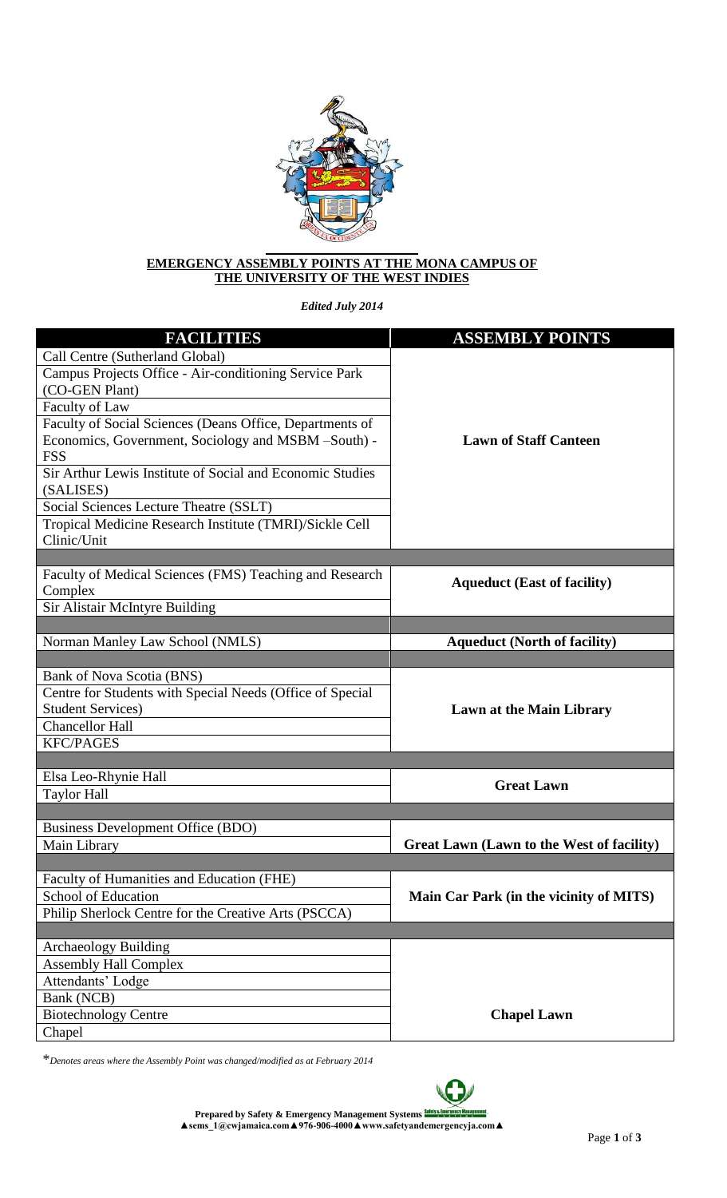# EMERGENCY ASSEMBLY POINTS AT THE MONA CAMPUS OF THE UNIVERSITY OF THE WEST INDIES

*Edited July 2014*

| FACILITIES | ASSEMBLY POINTS |
|---|---|
| Call Centre (Sutherland Global) | **Lawn of Staff Canteen** |
| Campus Projects Office - Air-conditioning Service Park (CO-GEN Plant) | |
| Faculty of Law | |
| Faculty of Social Sciences (Deans Office, Departments of Economics, Government, Sociology and MSBM –South) - FSS | |
| Sir Arthur Lewis Institute of Social and Economic Studies (SALISES) | |
| Social Sciences Lecture Theatre (SSLT) | |
| Tropical Medicine Research Institute (TMRI)/Sickle Cell Clinic/Unit | |
| | |
| Faculty of Medical Sciences (FMS) Teaching and Research Complex | **Aqueduct (East of facility)** |
| Sir Alistair McIntyre Building | |
| | |
| Norman Manley Law School (NMLS) | **Aqueduct (North of facility)** |
| | |
| Bank of Nova Scotia (BNS) | **Lawn at the Main Library** |
| Centre for Students with Special Needs (Office of Special Student Services) | |
| Chancellor Hall | |
| KFC/PAGES | |
| | |
| Elsa Leo-Rhynie Hall | **Great Lawn** |
| Taylor Hall | |
| | |
| Business Development Office (BDO) | **Great Lawn (Lawn to the West of facility)** |
| Main Library | |
| | |
| Faculty of Humanities and Education (FHE) | **Main Car Park (in the vicinity of MITS)** |
| School of Education | |
| Philip Sherlock Centre for the Creative Arts (PSCCA) | |
| | |
| Archaeology Building | **Chapel Lawn** |
| Assembly Hall Complex | |
| Attendants' Lodge | |
| Bank (NCB) | |
| Biotechnology Centre | |
| Chapel | |

*\*Denotes areas where the Assembly Point was changed/modified as at February 2014*

**Prepared by Safety & Emergency Management Systems**
**▲sems_1@cwjamaica.com▲976-906-4000▲www.safetyandemergencyja.com▲**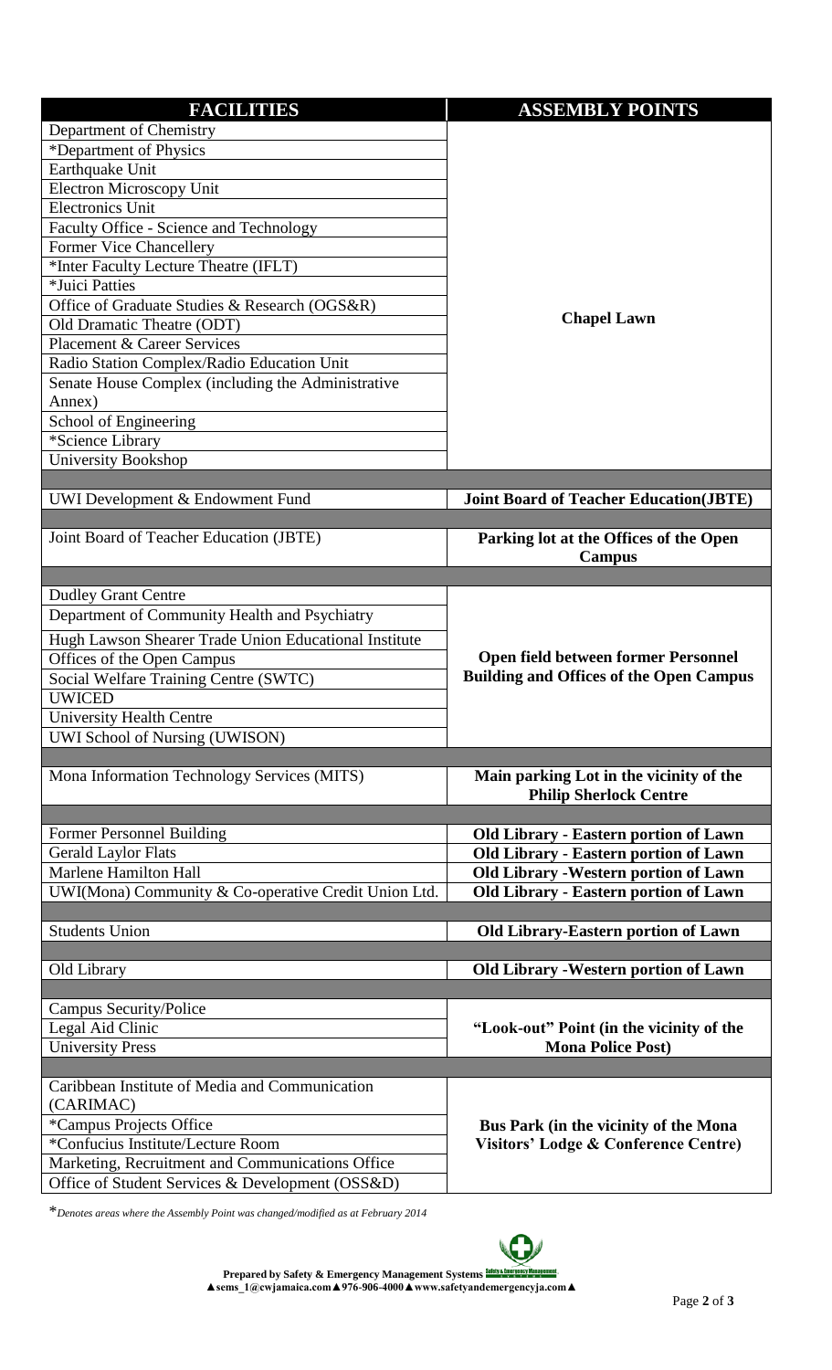| FACILITIES | ASSEMBLY POINTS |
|---|---|
| Department of Chemistry | **Chapel Lawn** |
| *Department of Physics | **Chapel Lawn** |
| Earthquake Unit | **Chapel Lawn** |
| Electron Microscopy Unit | **Chapel Lawn** |
| Electronics Unit | **Chapel Lawn** |
| Faculty Office - Science and Technology | **Chapel Lawn** |
| Former Vice Chancellery | **Chapel Lawn** |
| *Inter Faculty Lecture Theatre (IFLT) | **Chapel Lawn** |
| *Juici Patties | **Chapel Lawn** |
| Office of Graduate Studies & Research (OGS&R) | **Chapel Lawn** |
| Old Dramatic Theatre (ODT) | **Chapel Lawn** |
| Placement & Career Services | **Chapel Lawn** |
| Radio Station Complex/Radio Education Unit | **Chapel Lawn** |
| Senate House Complex (including the Administrative Annex) | **Chapel Lawn** |
| School of Engineering | **Chapel Lawn** |
| *Science Library | **Chapel Lawn** |
| University Bookshop | **Chapel Lawn** |
| | |
| UWI Development & Endowment Fund | **Joint Board of Teacher Education(JBTE)** |
| | |
| Joint Board of Teacher Education (JBTE) | **Parking lot at the Offices of the Open Campus** |
| | |
| Dudley Grant Centre | **Open field between former Personnel Building and Offices of the Open Campus** |
| Department of Community Health and Psychiatry | **Open field between former Personnel Building and Offices of the Open Campus** |
| Hugh Lawson Shearer Trade Union Educational Institute | **Open field between former Personnel Building and Offices of the Open Campus** |
| Offices of the Open Campus | **Open field between former Personnel Building and Offices of the Open Campus** |
| Social Welfare Training Centre (SWTC) | **Open field between former Personnel Building and Offices of the Open Campus** |
| UWICED | **Open field between former Personnel Building and Offices of the Open Campus** |
| University Health Centre | **Open field between former Personnel Building and Offices of the Open Campus** |
| UWI School of Nursing (UWISON) | **Open field between former Personnel Building and Offices of the Open Campus** |
| | |
| Mona Information Technology Services (MITS) | **Main parking Lot in the vicinity of the Philip Sherlock Centre** |
| | |
| Former Personnel Building | **Old Library - Eastern portion of Lawn** |
| Gerald Laylor Flats | **Old Library - Eastern portion of Lawn** |
| Marlene Hamilton Hall | **Old Library -Western portion of Lawn** |
| UWI(Mona) Community & Co-operative Credit Union Ltd. | **Old Library - Eastern portion of Lawn** |
| | |
| Students Union | **Old Library-Eastern portion of Lawn** |
| | |
| Old Library | **Old Library -Western portion of Lawn** |
| | |
| Campus Security/Police | **"Look-out" Point (in the vicinity of the Mona Police Post)** |
| Legal Aid Clinic | **"Look-out" Point (in the vicinity of the Mona Police Post)** |
| University Press | **"Look-out" Point (in the vicinity of the Mona Police Post)** |
| | |
| Caribbean Institute of Media and Communication (CARIMAC) | **Bus Park (in the vicinity of the Mona Visitors' Lodge & Conference Centre)** |
| *Campus Projects Office | **Bus Park (in the vicinity of the Mona Visitors' Lodge & Conference Centre)** |
| *Confucius Institute/Lecture Room | **Bus Park (in the vicinity of the Mona Visitors' Lodge & Conference Centre)** |
| Marketing, Recruitment and Communications Office | **Bus Park (in the vicinity of the Mona Visitors' Lodge & Conference Centre)** |
| Office of Student Services & Development (OSS&D) | **Bus Park (in the vicinity of the Mona Visitors' Lodge & Conference Centre)** |

**Note:** In the original table, each assembly point is a single merged cell spanning the facilities in its group; it is repeated here on each row for clarity.

*\*Denotes areas where the Assembly Point was changed/modified as at February 2014*

**Prepared by Safety & Emergency Management Systems**
**▲sems_1@cwjamaica.com▲976-906-4000▲www.safetyandemergencyja.com▲**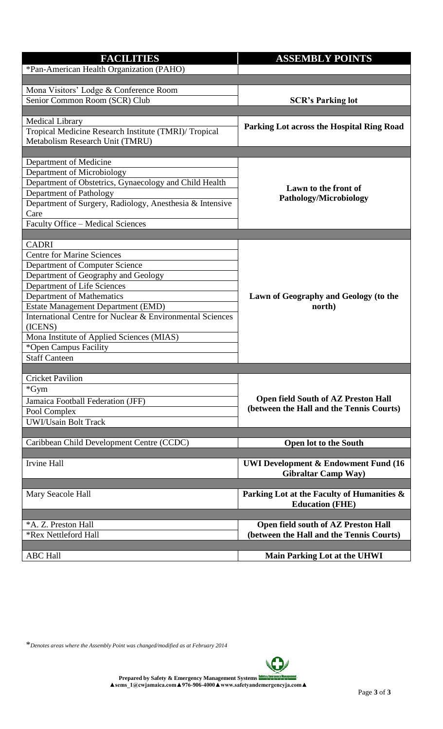| FACILITIES | ASSEMBLY POINTS |
| --- | --- |
| *Pan-American Health Organization (PAHO) | |
| | |
| Mona Visitors' Lodge & Conference Room | **SCR's Parking lot** |
| Senior Common Room (SCR) Club | |
| | |
| Medical Library | **Parking Lot across the Hospital Ring Road** |
| Tropical Medicine Research Institute (TMRI)/ Tropical Metabolism Research Unit (TMRU) | |
| | |
| Department of Medicine | **Lawn to the front of Pathology/Microbiology** |
| Department of Microbiology | |
| Department of Obstetrics, Gynaecology and Child Health | |
| Department of Pathology | |
| Department of Surgery, Radiology, Anesthesia & Intensive Care | |
| Faculty Office – Medical Sciences | |
| | |
| CADRI | **Lawn of Geography and Geology (to the north)** |
| Centre for Marine Sciences | |
| Department of Computer Science | |
| Department of Geography and Geology | |
| Department of Life Sciences | |
| Department of Mathematics | |
| Estate Management Department (EMD) | |
| International Centre for Nuclear & Environmental Sciences (ICENS) | |
| Mona Institute of Applied Sciences (MIAS) | |
| *Open Campus Facility | |
| Staff Canteen | |
| | |
| Cricket Pavilion | **Open field South of AZ Preston Hall (between the Hall and the Tennis Courts)** |
| *Gym | |
| Jamaica Football Federation (JFF) | |
| Pool Complex | |
| UWI/Usain Bolt Track | |
| | |
| Caribbean Child Development Centre (CCDC) | **Open lot to the South** |
| | |
| Irvine Hall | **UWI Development & Endowment Fund (16 Gibraltar Camp Way)** |
| | |
| Mary Seacole Hall | **Parking Lot at the Faculty of Humanities & Education (FHE)** |
| | |
| *A. Z. Preston Hall | **Open field south of AZ Preston Hall (between the Hall and the Tennis Courts)** |
| *Rex Nettleford Hall | |
| | |
| ABC Hall | **Main Parking Lot at the UHWI** |

**Denotes areas where the Assembly Point was changed/modified as at February 2014*

**Prepared by Safety & Emergency Management Systems**
**▲sems_1@cwjamaica.com▲976-906-4000▲www.safetyandemergencyja.com▲**